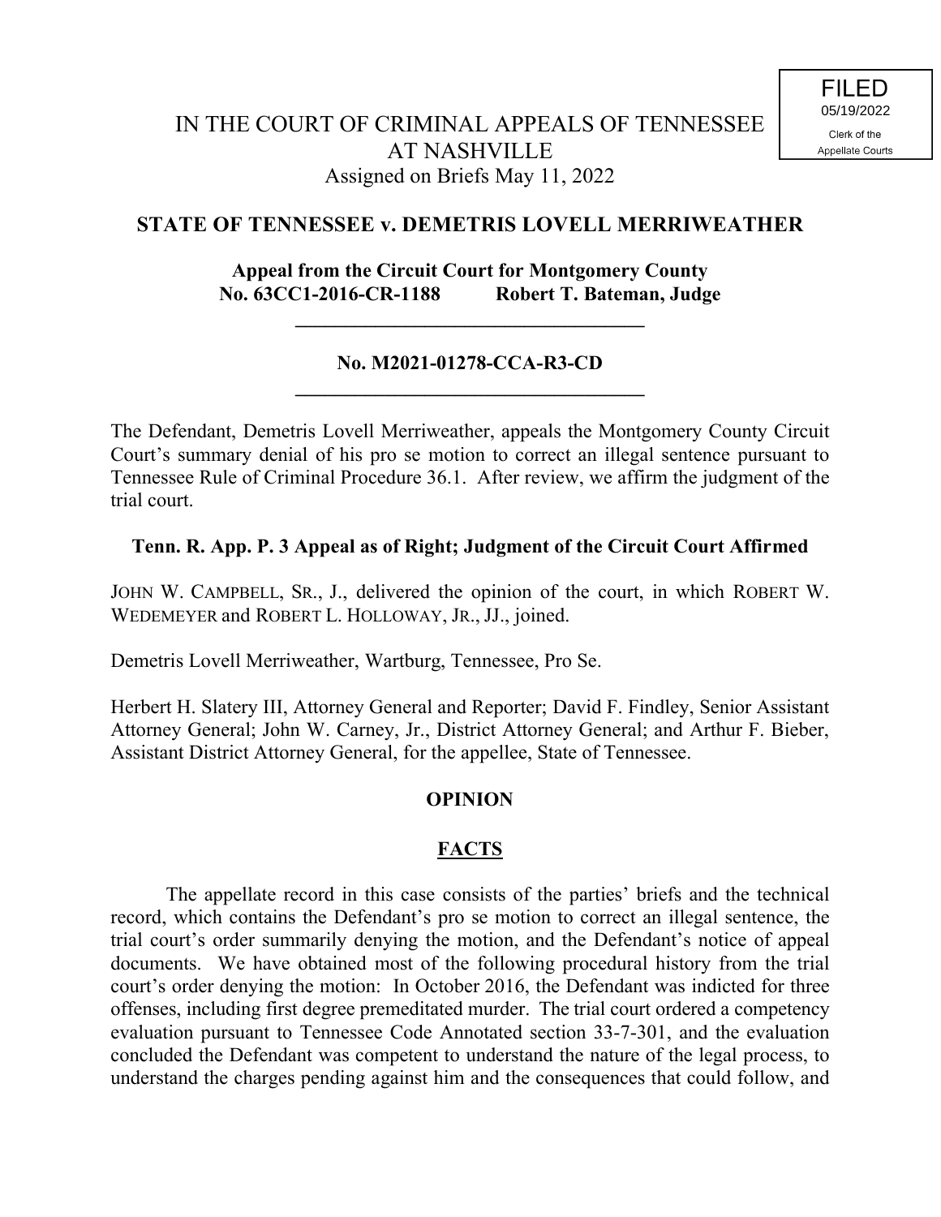FILED
05/19/2022
Clerk of the
Appellate Courts

IN THE COURT OF CRIMINAL APPEALS OF TENNESSEE
AT NASHVILLE
Assigned on Briefs May 11, 2022

**STATE OF TENNESSEE v. DEMETRIS LOVELL MERRIWEATHER**

**Appeal from the Circuit Court for Montgomery County**
**No. 63CC1-2016-CR-1188 Robert T. Bateman, Judge**

---

**No. M2021-01278-CCA-R3-CD**

---

The Defendant, Demetris Lovell Merriweather, appeals the Montgomery County Circuit Court's summary denial of his pro se motion to correct an illegal sentence pursuant to Tennessee Rule of Criminal Procedure 36.1. After review, we affirm the judgment of the trial court.

**Tenn. R. App. P. 3 Appeal as of Right; Judgment of the Circuit Court Affirmed**

JOHN W. CAMPBELL, SR., J., delivered the opinion of the court, in which ROBERT W. WEDEMEYER and ROBERT L. HOLLOWAY, JR., JJ., joined.

Demetris Lovell Merriweather, Wartburg, Tennessee, Pro Se.

Herbert H. Slatery III, Attorney General and Reporter; David F. Findley, Senior Assistant Attorney General; John W. Carney, Jr., District Attorney General; and Arthur F. Bieber, Assistant District Attorney General, for the appellee, State of Tennessee.

## OPINION

## FACTS

The appellate record in this case consists of the parties' briefs and the technical record, which contains the Defendant's pro se motion to correct an illegal sentence, the trial court's order summarily denying the motion, and the Defendant's notice of appeal documents. We have obtained most of the following procedural history from the trial court's order denying the motion: In October 2016, the Defendant was indicted for three offenses, including first degree premeditated murder. The trial court ordered a competency evaluation pursuant to Tennessee Code Annotated section 33-7-301, and the evaluation concluded the Defendant was competent to understand the nature of the legal process, to understand the charges pending against him and the consequences that could follow, and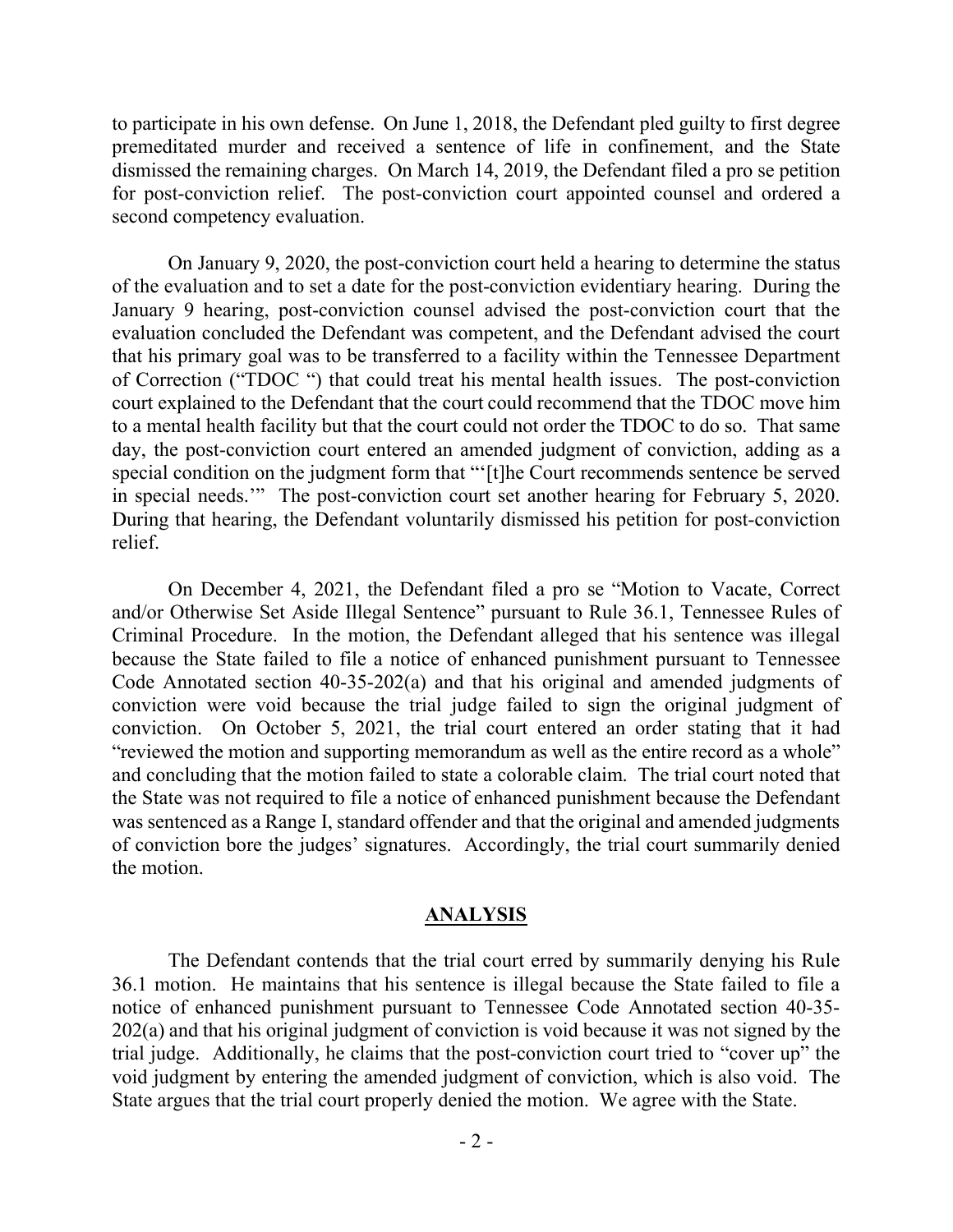to participate in his own defense. On June 1, 2018, the Defendant pled guilty to first degree premeditated murder and received a sentence of life in confinement, and the State dismissed the remaining charges. On March 14, 2019, the Defendant filed a pro se petition for post-conviction relief. The post-conviction court appointed counsel and ordered a second competency evaluation.

On January 9, 2020, the post-conviction court held a hearing to determine the status of the evaluation and to set a date for the post-conviction evidentiary hearing. During the January 9 hearing, post-conviction counsel advised the post-conviction court that the evaluation concluded the Defendant was competent, and the Defendant advised the court that his primary goal was to be transferred to a facility within the Tennessee Department of Correction ("TDOC ") that could treat his mental health issues. The post-conviction court explained to the Defendant that the court could recommend that the TDOC move him to a mental health facility but that the court could not order the TDOC to do so. That same day, the post-conviction court entered an amended judgment of conviction, adding as a special condition on the judgment form that "'[t]he Court recommends sentence be served in special needs.'" The post-conviction court set another hearing for February 5, 2020. During that hearing, the Defendant voluntarily dismissed his petition for post-conviction relief.

On December 4, 2021, the Defendant filed a pro se "Motion to Vacate, Correct and/or Otherwise Set Aside Illegal Sentence" pursuant to Rule 36.1, Tennessee Rules of Criminal Procedure. In the motion, the Defendant alleged that his sentence was illegal because the State failed to file a notice of enhanced punishment pursuant to Tennessee Code Annotated section 40-35-202(a) and that his original and amended judgments of conviction were void because the trial judge failed to sign the original judgment of conviction. On October 5, 2021, the trial court entered an order stating that it had "reviewed the motion and supporting memorandum as well as the entire record as a whole" and concluding that the motion failed to state a colorable claim. The trial court noted that the State was not required to file a notice of enhanced punishment because the Defendant was sentenced as a Range I, standard offender and that the original and amended judgments of conviction bore the judges' signatures. Accordingly, the trial court summarily denied the motion.

## ANALYSIS

The Defendant contends that the trial court erred by summarily denying his Rule 36.1 motion. He maintains that his sentence is illegal because the State failed to file a notice of enhanced punishment pursuant to Tennessee Code Annotated section 40-35-202(a) and that his original judgment of conviction is void because it was not signed by the trial judge. Additionally, he claims that the post-conviction court tried to "cover up" the void judgment by entering the amended judgment of conviction, which is also void. The State argues that the trial court properly denied the motion. We agree with the State.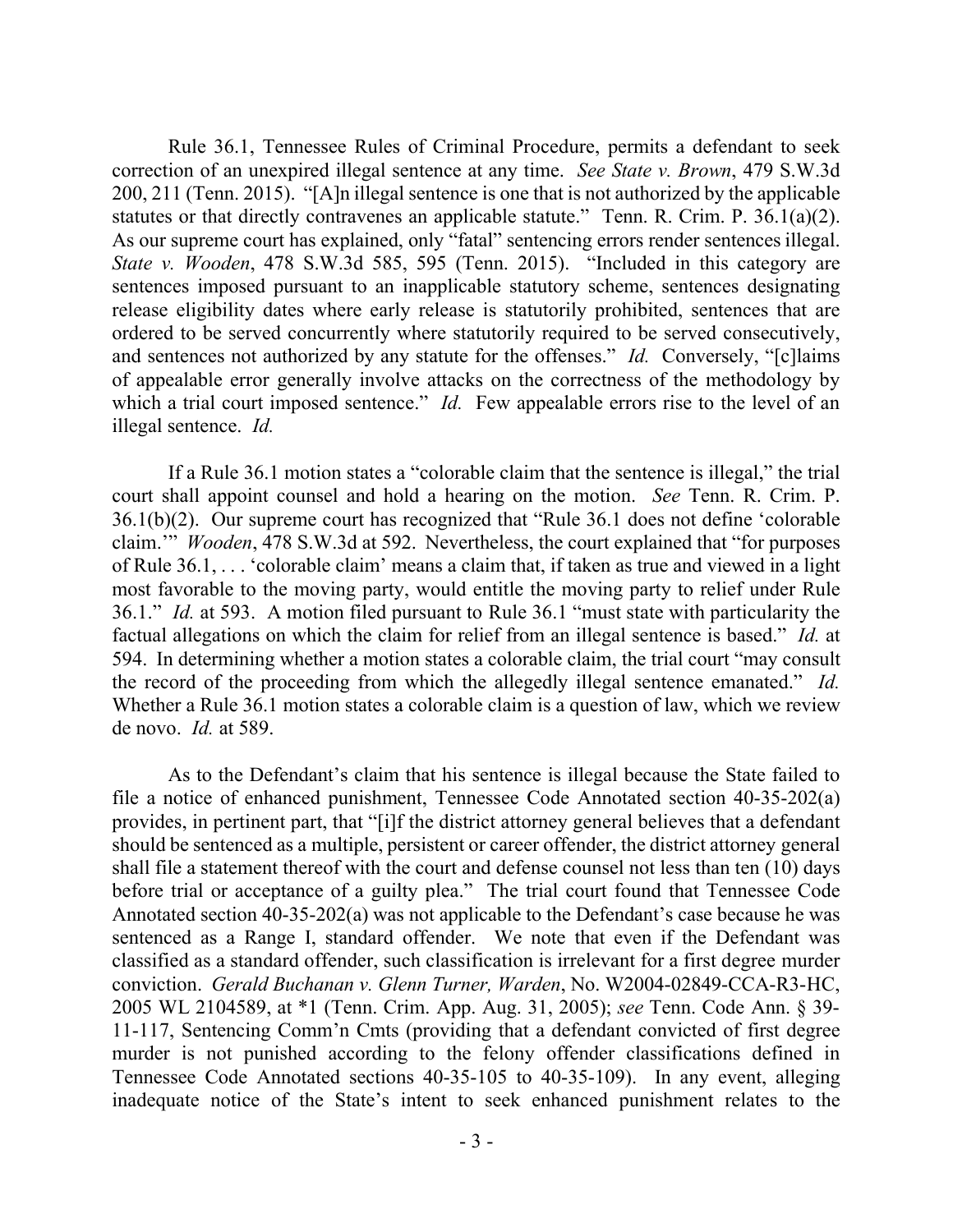Rule 36.1, Tennessee Rules of Criminal Procedure, permits a defendant to seek correction of an unexpired illegal sentence at any time. *See State v. Brown*, 479 S.W.3d 200, 211 (Tenn. 2015). "[A]n illegal sentence is one that is not authorized by the applicable statutes or that directly contravenes an applicable statute." Tenn. R. Crim. P. 36.1(a)(2). As our supreme court has explained, only "fatal" sentencing errors render sentences illegal. *State v. Wooden*, 478 S.W.3d 585, 595 (Tenn. 2015). "Included in this category are sentences imposed pursuant to an inapplicable statutory scheme, sentences designating release eligibility dates where early release is statutorily prohibited, sentences that are ordered to be served concurrently where statutorily required to be served consecutively, and sentences not authorized by any statute for the offenses." *Id.* Conversely, "[c]laims of appealable error generally involve attacks on the correctness of the methodology by which a trial court imposed sentence." *Id.* Few appealable errors rise to the level of an illegal sentence. *Id.*

If a Rule 36.1 motion states a "colorable claim that the sentence is illegal," the trial court shall appoint counsel and hold a hearing on the motion. *See* Tenn. R. Crim. P. 36.1(b)(2). Our supreme court has recognized that "Rule 36.1 does not define 'colorable claim.'" *Wooden*, 478 S.W.3d at 592. Nevertheless, the court explained that "for purposes of Rule 36.1, . . . 'colorable claim' means a claim that, if taken as true and viewed in a light most favorable to the moving party, would entitle the moving party to relief under Rule 36.1." *Id.* at 593. A motion filed pursuant to Rule 36.1 "must state with particularity the factual allegations on which the claim for relief from an illegal sentence is based." *Id.* at 594. In determining whether a motion states a colorable claim, the trial court "may consult the record of the proceeding from which the allegedly illegal sentence emanated." *Id.* Whether a Rule 36.1 motion states a colorable claim is a question of law, which we review de novo. *Id.* at 589.

As to the Defendant's claim that his sentence is illegal because the State failed to file a notice of enhanced punishment, Tennessee Code Annotated section 40-35-202(a) provides, in pertinent part, that "[i]f the district attorney general believes that a defendant should be sentenced as a multiple, persistent or career offender, the district attorney general shall file a statement thereof with the court and defense counsel not less than ten (10) days before trial or acceptance of a guilty plea." The trial court found that Tennessee Code Annotated section 40-35-202(a) was not applicable to the Defendant's case because he was sentenced as a Range I, standard offender. We note that even if the Defendant was classified as a standard offender, such classification is irrelevant for a first degree murder conviction. *Gerald Buchanan v. Glenn Turner, Warden*, No. W2004-02849-CCA-R3-HC, 2005 WL 2104589, at *1 (Tenn. Crim. App. Aug. 31, 2005); *see* Tenn. Code Ann. § 39-11-117, Sentencing Comm'n Cmts (providing that a defendant convicted of first degree murder is not punished according to the felony offender classifications defined in Tennessee Code Annotated sections 40-35-105 to 40-35-109). In any event, alleging inadequate notice of the State's intent to seek enhanced punishment relates to the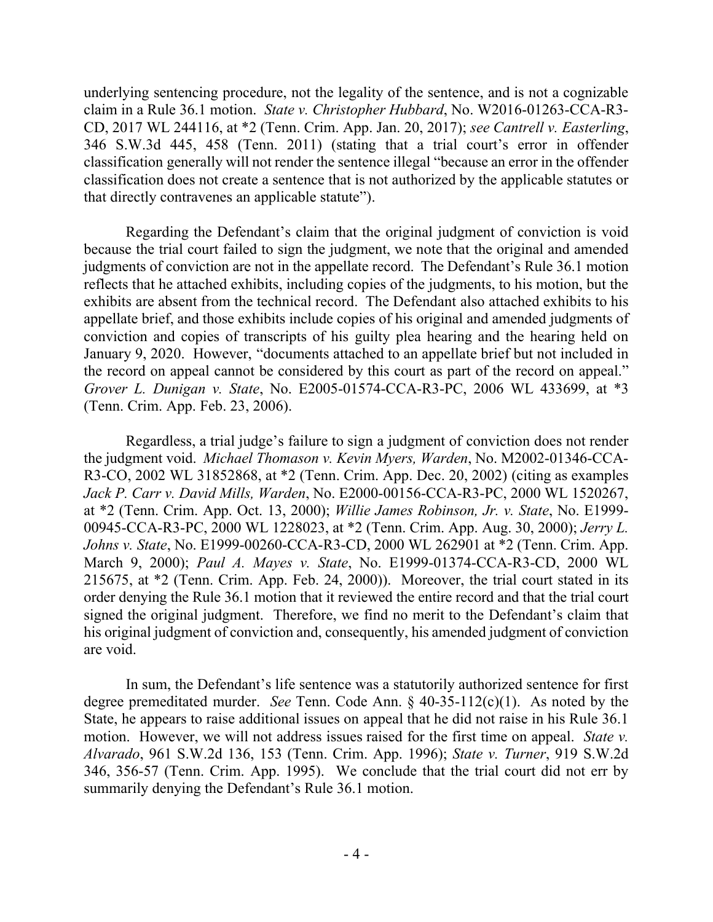underlying sentencing procedure, not the legality of the sentence, and is not a cognizable claim in a Rule 36.1 motion. *State v. Christopher Hubbard*, No. W2016-01263-CCA-R3-CD, 2017 WL 244116, at *2 (Tenn. Crim. App. Jan. 20, 2017); *see Cantrell v. Easterling*, 346 S.W.3d 445, 458 (Tenn. 2011) (stating that a trial court's error in offender classification generally will not render the sentence illegal "because an error in the offender classification does not create a sentence that is not authorized by the applicable statutes or that directly contravenes an applicable statute").

Regarding the Defendant's claim that the original judgment of conviction is void because the trial court failed to sign the judgment, we note that the original and amended judgments of conviction are not in the appellate record. The Defendant's Rule 36.1 motion reflects that he attached exhibits, including copies of the judgments, to his motion, but the exhibits are absent from the technical record. The Defendant also attached exhibits to his appellate brief, and those exhibits include copies of his original and amended judgments of conviction and copies of transcripts of his guilty plea hearing and the hearing held on January 9, 2020. However, "documents attached to an appellate brief but not included in the record on appeal cannot be considered by this court as part of the record on appeal." *Grover L. Dunigan v. State*, No. E2005-01574-CCA-R3-PC, 2006 WL 433699, at *3 (Tenn. Crim. App. Feb. 23, 2006).

Regardless, a trial judge's failure to sign a judgment of conviction does not render the judgment void. *Michael Thomason v. Kevin Myers, Warden*, No. M2002-01346-CCA-R3-CO, 2002 WL 31852868, at *2 (Tenn. Crim. App. Dec. 20, 2002) (citing as examples *Jack P. Carr v. David Mills, Warden*, No. E2000-00156-CCA-R3-PC, 2000 WL 1520267, at *2 (Tenn. Crim. App. Oct. 13, 2000); *Willie James Robinson, Jr. v. State*, No. E1999-00945-CCA-R3-PC, 2000 WL 1228023, at *2 (Tenn. Crim. App. Aug. 30, 2000); *Jerry L. Johns v. State*, No. E1999-00260-CCA-R3-CD, 2000 WL 262901 at *2 (Tenn. Crim. App. March 9, 2000); *Paul A. Mayes v. State*, No. E1999-01374-CCA-R3-CD, 2000 WL 215675, at *2 (Tenn. Crim. App. Feb. 24, 2000)). Moreover, the trial court stated in its order denying the Rule 36.1 motion that it reviewed the entire record and that the trial court signed the original judgment. Therefore, we find no merit to the Defendant's claim that his original judgment of conviction and, consequently, his amended judgment of conviction are void.

In sum, the Defendant's life sentence was a statutorily authorized sentence for first degree premeditated murder. *See* Tenn. Code Ann. § 40-35-112(c)(1). As noted by the State, he appears to raise additional issues on appeal that he did not raise in his Rule 36.1 motion. However, we will not address issues raised for the first time on appeal. *State v. Alvarado*, 961 S.W.2d 136, 153 (Tenn. Crim. App. 1996); *State v. Turner*, 919 S.W.2d 346, 356-57 (Tenn. Crim. App. 1995). We conclude that the trial court did not err by summarily denying the Defendant's Rule 36.1 motion.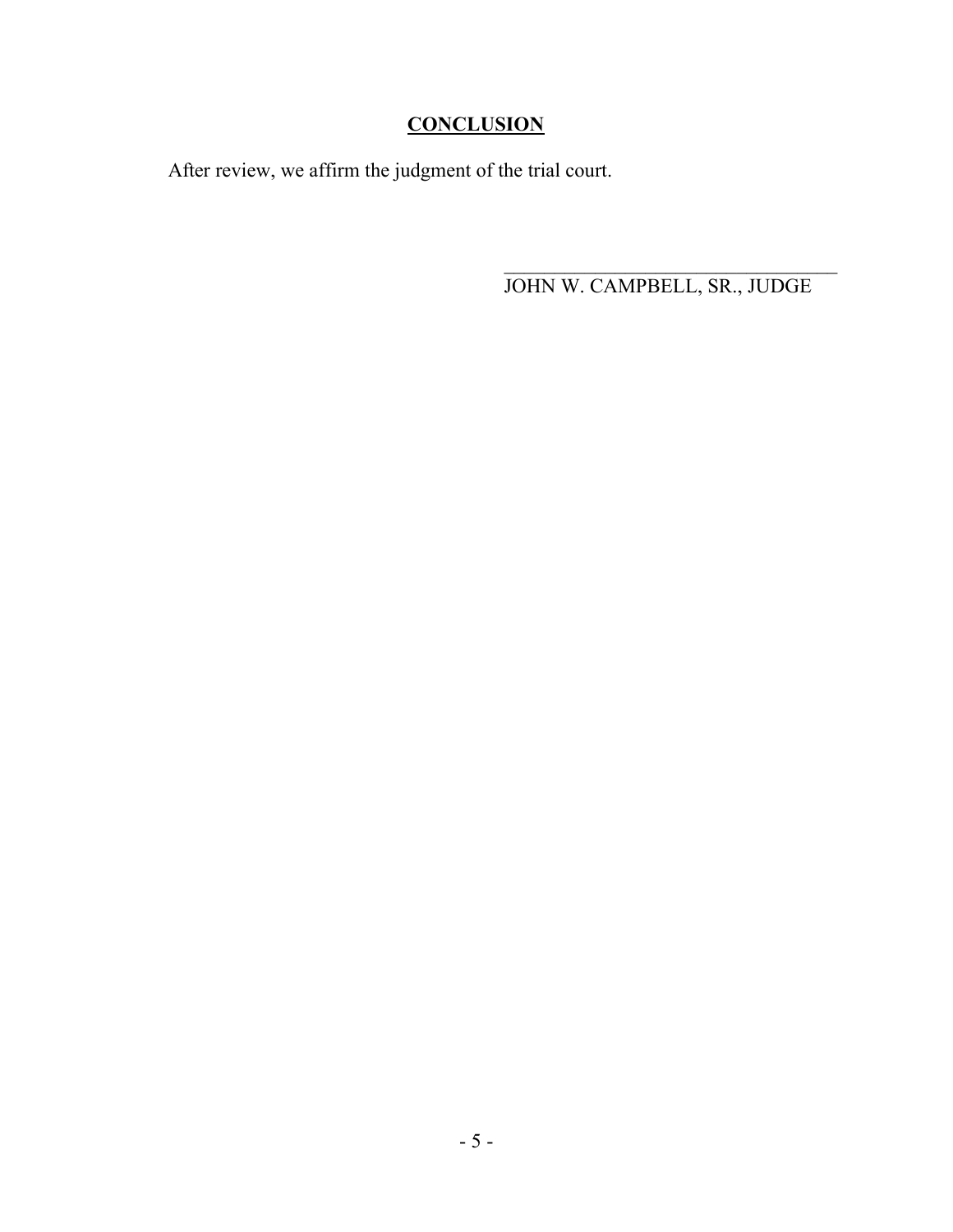## **CONCLUSION**

After review, we affirm the judgment of the trial court.

\_\_\_\_\_\_\_\_\_\_\_\_\_\_\_\_\_\_\_\_\_\_\_\_\_\_\_\_\_\_\_\_\_\_\_\_

JOHN W. CAMPBELL, SR., JUDGE